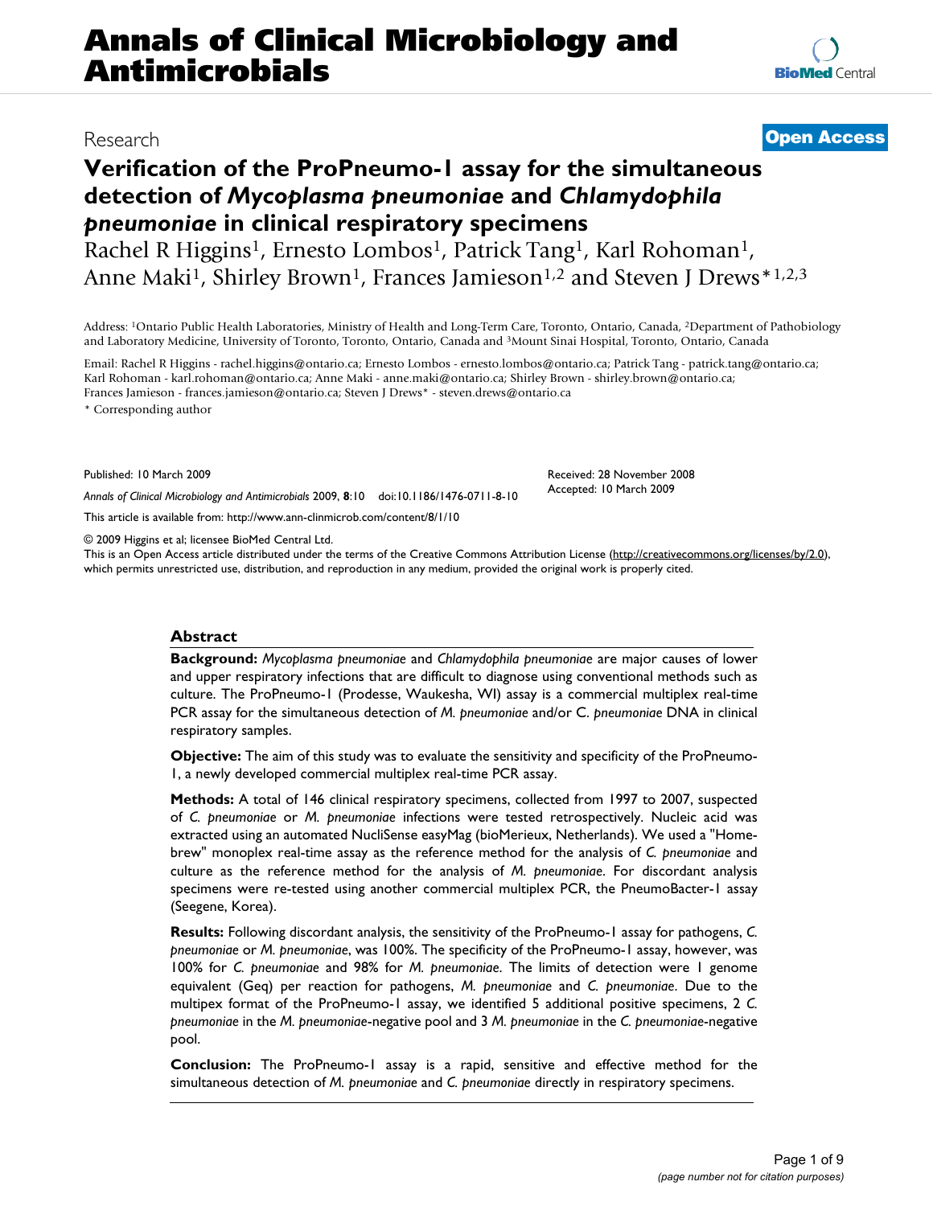# Verification of the ProPneumo-1 assay for the simultaneous detection of *Mycoplasma pneumoniae* and *Chlamydophila pneumoniae* in clinical respiratory specimens

Research | Open Access

Rachel R Higgins[1], Ernesto Lombos[1], Patrick Tang[1], Karl Rohoman[1], Anne Maki[1], Shirley Brown[1], Frances Jamieson[1,2] and Steven J Drews*[1,2,3]

Address: [1]Ontario Public Health Laboratories, Ministry of Health and Long-Term Care, Toronto, Ontario, Canada, [2]Department of Pathobiology and Laboratory Medicine, University of Toronto, Toronto, Ontario, Canada and [3]Mount Sinai Hospital, Toronto, Ontario, Canada

Email: Rachel R Higgins - rachel.higgins@ontario.ca; Ernesto Lombos - ernesto.lombos@ontario.ca; Patrick Tang - patrick.tang@ontario.ca; Karl Rohoman - karl.rohoman@ontario.ca; Anne Maki - anne.maki@ontario.ca; Shirley Brown - shirley.brown@ontario.ca; Frances Jamieson - frances.jamieson@ontario.ca; Steven J Drews* - steven.drews@ontario.ca

\* Corresponding author

Published: 10 March 2009

*Annals of Clinical Microbiology and Antimicrobials* 2009, **8**:10 doi:10.1186/1476-0711-8-10

Received: 28 November 2008
Accepted: 10 March 2009

This article is available from: http://www.ann-clinmicrob.com/content/8/1/10

© 2009 Higgins et al; licensee BioMed Central Ltd.
This is an Open Access article distributed under the terms of the Creative Commons Attribution License (http://creativecommons.org/licenses/by/2.0), which permits unrestricted use, distribution, and reproduction in any medium, provided the original work is properly cited.

## Abstract

**Background:** *Mycoplasma pneumoniae* and *Chlamydophila pneumoniae* are major causes of lower and upper respiratory infections that are difficult to diagnose using conventional methods such as culture. The ProPneumo-1 (Prodesse, Waukesha, WI) assay is a commercial multiplex real-time PCR assay for the simultaneous detection of *M. pneumoniae* and/or C. *pneumoniae* DNA in clinical respiratory samples.

**Objective:** The aim of this study was to evaluate the sensitivity and specificity of the ProPneumo-1, a newly developed commercial multiplex real-time PCR assay.

**Methods:** A total of 146 clinical respiratory specimens, collected from 1997 to 2007, suspected of *C. pneumoniae* or *M. pneumoniae* infections were tested retrospectively. Nucleic acid was extracted using an automated NucliSense easyMag (bioMerieux, Netherlands). We used a "Home-brew" monoplex real-time assay as the reference method for the analysis of *C. pneumoniae* and culture as the reference method for the analysis of *M. pneumoniae*. For discordant analysis specimens were re-tested using another commercial multiplex PCR, the PneumoBacter-1 assay (Seegene, Korea).

**Results:** Following discordant analysis, the sensitivity of the ProPneumo-1 assay for pathogens, *C. pneumoniae* or *M. pneumoniae*, was 100%. The specificity of the ProPneumo-1 assay, however, was 100% for *C. pneumoniae* and 98% for *M. pneumoniae*. The limits of detection were 1 genome equivalent (Geq) per reaction for pathogens, *M. pneumoniae* and *C. pneumoniae*. Due to the multipex format of the ProPneumo-1 assay, we identified 5 additional positive specimens, 2 *C. pneumoniae* in the *M. pneumoniae*-negative pool and 3 *M. pneumoniae* in the *C. pneumoniae*-negative pool.

**Conclusion:** The ProPneumo-1 assay is a rapid, sensitive and effective method for the simultaneous detection of *M. pneumoniae* and *C. pneumoniae* directly in respiratory specimens.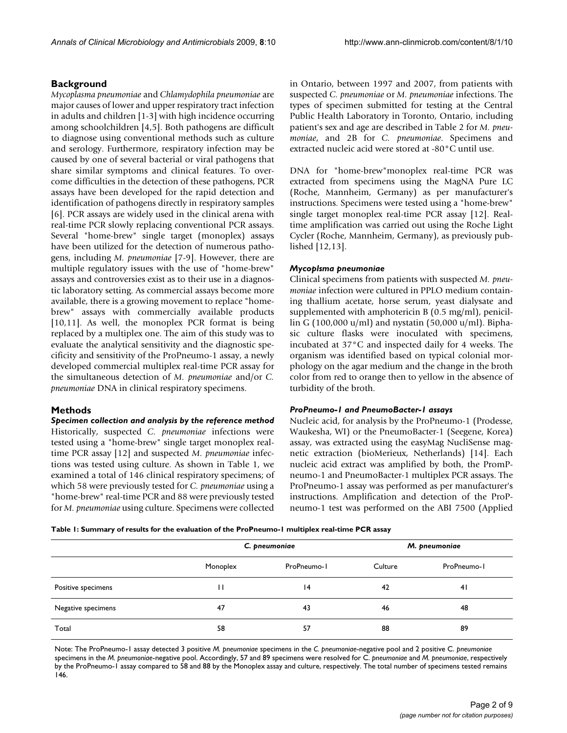## Background

*Mycoplasma pneumoniae* and *Chlamydophila pneumoniae* are major causes of lower and upper respiratory tract infection in adults and children [1-3] with high incidence occurring among schoolchildren [4,5]. Both pathogens are difficult to diagnose using conventional methods such as culture and serology. Furthermore, respiratory infection may be caused by one of several bacterial or viral pathogens that share similar symptoms and clinical features. To overcome difficulties in the detection of these pathogens, PCR assays have been developed for the rapid detection and identification of pathogens directly in respiratory samples [6]. PCR assays are widely used in the clinical arena with real-time PCR slowly replacing conventional PCR assays. Several "home-brew" single target (monoplex) assays have been utilized for the detection of numerous pathogens, including *M. pneumoniae* [7-9]. However, there are multiple regulatory issues with the use of "home-brew" assays and controversies exist as to their use in a diagnostic laboratory setting. As commercial assays become more available, there is a growing movement to replace "home-brew" assays with commercially available products [10,11]. As well, the monoplex PCR format is being replaced by a multiplex one. The aim of this study was to evaluate the analytical sensitivity and the diagnostic specificity and sensitivity of the ProPneumo-1 assay, a newly developed commercial multiplex real-time PCR assay for the simultaneous detection of *M. pneumoniae* and/or *C. pneumoniae* DNA in clinical respiratory specimens.

## Methods

### Specimen collection and analysis by the reference method

Historically, suspected *C. pneumoniae* infections were tested using a "home-brew" single target monoplex real-time PCR assay [12] and suspected *M. pneumoniae* infections was tested using culture. As shown in Table 1, we examined a total of 146 clinical respiratory specimens; of which 58 were previously tested for *C. pneumoniae* using a "home-brew" real-time PCR and 88 were previously tested for *M. pneumoniae* using culture. Specimens were collected in Ontario, between 1997 and 2007, from patients with suspected *C. pneumoniae* or *M. pneumoniae* infections. The types of specimen submitted for testing at the Central Public Health Laboratory in Toronto, Ontario, including patient's sex and age are described in Table 2 for *M. pneumoniae*, and 2B for *C. pneumoniae*. Specimens and extracted nucleic acid were stored at -80°C until use.

DNA for "home-brew"monoplex real-time PCR was extracted from specimens using the MagNA Pure LC (Roche, Mannheim, Germany) as per manufacturer's instructions. Specimens were tested using a "home-brew" single target monoplex real-time PCR assay [12]. Real-time amplification was carried out using the Roche Light Cycler (Roche, Mannheim, Germany), as previously published [12,13].

### *Mycoplsma pneumoniae*

Clinical specimens from patients with suspected *M. pneumoniae* infection were cultured in PPLO medium containing thallium acetate, horse serum, yeast dialysate and supplemented with amphotericin B (0.5 mg/ml), penicillin G (100,000 u/ml) and nystatin (50,000 u/ml). Biphasic culture flasks were inoculated with specimens, incubated at 37°C and inspected daily for 4 weeks. The organism was identified based on typical colonial morphology on the agar medium and the change in the broth color from red to orange then to yellow in the absence of turbidity of the broth.

### ProPneumo-1 and PneumoBacter-1 assays

Nucleic acid, for analysis by the ProPneumo-1 (Prodesse, Waukesha, WI) or the PneumoBacter-1 (Seegene, Korea) assay, was extracted using the easyMag NucliSense magnetic extraction (bioMerieux, Netherlands) [14]. Each nucleic acid extract was amplified by both, the PrompPneumo-1 and PneumoBacter-1 multiplex PCR assays. The ProPneumo-1 assay was performed as per manufacturer's instructions. Amplification and detection of the ProPneumo-1 test was performed on the ABI 7500 (Applied

**Table 1: Summary of results for the evaluation of the ProPneumo-1 multiplex real-time PCR assay**

| | *C. pneumoniae* | | *M. pneumoniae* | |
|---|---|---|---|---|
| | Monoplex | ProPneumo-1 | Culture | ProPneumo-1 |
| Positive specimens | 11 | 14 | 42 | 41 |
| Negative specimens | 47 | 43 | 46 | 48 |
| Total | 58 | 57 | 88 | 89 |

Note: The ProPneumo-1 assay detected 3 positive *M. pneumoniae* specimens in the *C. pneumoniae*-negative pool and 2 positive C. *pneumoniae* specimens in the *M. pneumoniae*-negative pool. Accordingly, 57 and 89 specimens were resolved for *C. pneumoniae* and *M. pneumoniae*, respectively by the ProPneumo-1 assay compared to 58 and 88 by the Monoplex assay and culture, respectively. The total number of specimens tested remains 146.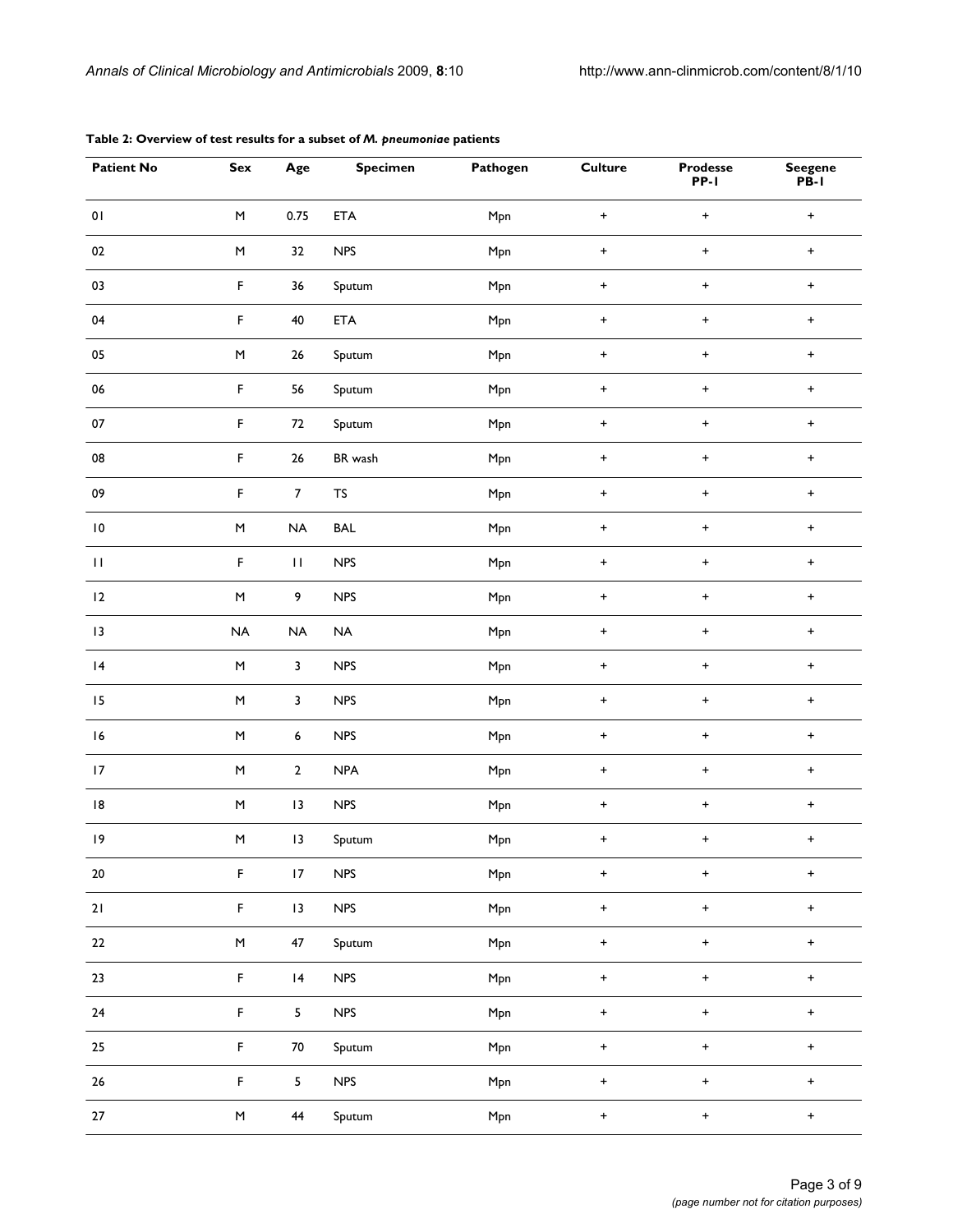**Table 2: Overview of test results for a subset of *M. pneumoniae* patients**

| Patient No | Sex | Age | Specimen | Pathogen | Culture | Prodesse PP-1 | Seegene PB-1 |
|---|---|---|---|---|---|---|---|
| 01 | M | 0.75 | ETA | Mpn | + | + | + |
| 02 | M | 32 | NPS | Mpn | + | + | + |
| 03 | F | 36 | Sputum | Mpn | + | + | + |
| 04 | F | 40 | ETA | Mpn | + | + | + |
| 05 | M | 26 | Sputum | Mpn | + | + | + |
| 06 | F | 56 | Sputum | Mpn | + | + | + |
| 07 | F | 72 | Sputum | Mpn | + | + | + |
| 08 | F | 26 | BR wash | Mpn | + | + | + |
| 09 | F | 7 | TS | Mpn | + | + | + |
| 10 | M | NA | BAL | Mpn | + | + | + |
| 11 | F | 11 | NPS | Mpn | + | + | + |
| 12 | M | 9 | NPS | Mpn | + | + | + |
| 13 | NA | NA | NA | Mpn | + | + | + |
| 14 | M | 3 | NPS | Mpn | + | + | + |
| 15 | M | 3 | NPS | Mpn | + | + | + |
| 16 | M | 6 | NPS | Mpn | + | + | + |
| 17 | M | 2 | NPA | Mpn | + | + | + |
| 18 | M | 13 | NPS | Mpn | + | + | + |
| 19 | M | 13 | Sputum | Mpn | + | + | + |
| 20 | F | 17 | NPS | Mpn | + | + | + |
| 21 | F | 13 | NPS | Mpn | + | + | + |
| 22 | M | 47 | Sputum | Mpn | + | + | + |
| 23 | F | 14 | NPS | Mpn | + | + | + |
| 24 | F | 5 | NPS | Mpn | + | + | + |
| 25 | F | 70 | Sputum | Mpn | + | + | + |
| 26 | F | 5 | NPS | Mpn | + | + | + |
| 27 | M | 44 | Sputum | Mpn | + | + | + |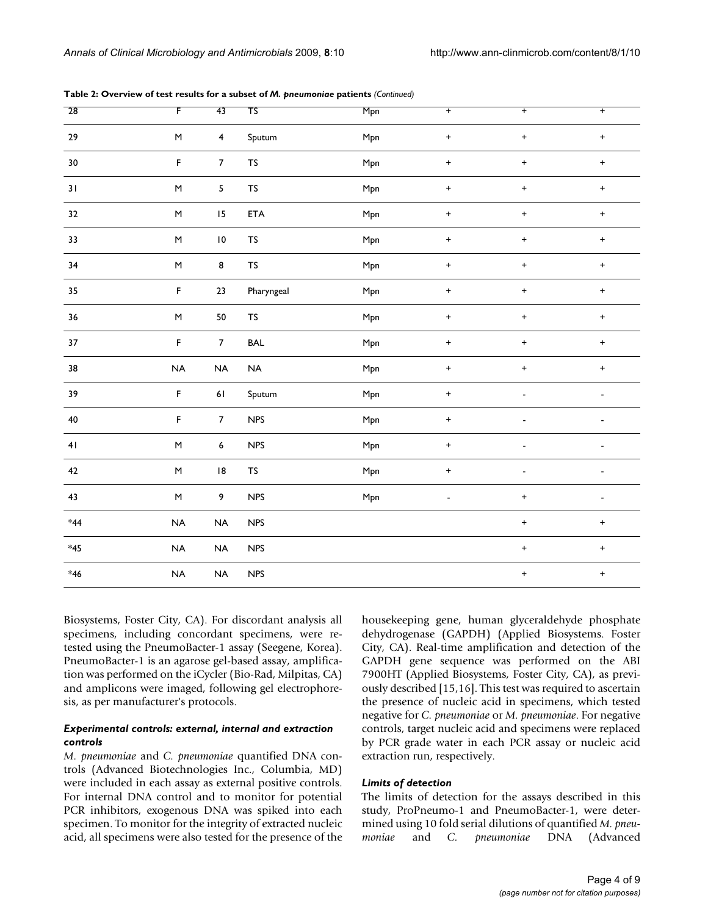**Table 2: Overview of test results for a subset of *M. pneumoniae* patients** *(Continued)*

| | | | | | | | |
|---|---|---|---|---|---|---|---|
| 28 | F | 43 | TS | Mpn | + | + | + |
| 29 | M | 4 | Sputum | Mpn | + | + | + |
| 30 | F | 7 | TS | Mpn | + | + | + |
| 31 | M | 5 | TS | Mpn | + | + | + |
| 32 | M | 15 | ETA | Mpn | + | + | + |
| 33 | M | 10 | TS | Mpn | + | + | + |
| 34 | M | 8 | TS | Mpn | + | + | + |
| 35 | F | 23 | Pharyngeal | Mpn | + | + | + |
| 36 | M | 50 | TS | Mpn | + | + | + |
| 37 | F | 7 | BAL | Mpn | + | + | + |
| 38 | NA | NA | NA | Mpn | + | + | + |
| 39 | F | 61 | Sputum | Mpn | + | - | - |
| 40 | F | 7 | NPS | Mpn | + | - | - |
| 41 | M | 6 | NPS | Mpn | + | - | - |
| 42 | M | 18 | TS | Mpn | + | - | - |
| 43 | M | 9 | NPS | Mpn | - | + | - |
| *44 | NA | NA | NPS | | | + | + |
| *45 | NA | NA | NPS | | | + | + |
| *46 | NA | NA | NPS | | | + | + |

Biosystems, Foster City, CA). For discordant analysis all specimens, including concordant specimens, were re-tested using the PneumoBacter-1 assay (Seegene, Korea). PneumoBacter-1 is an agarose gel-based assay, amplification was performed on the iCycler (Bio-Rad, Milpitas, CA) and amplicons were imaged, following gel electrophoresis, as per manufacturer's protocols.

### *Experimental controls: external, internal and extraction controls*

*M. pneumoniae* and *C. pneumoniae* quantified DNA controls (Advanced Biotechnologies Inc., Columbia, MD) were included in each assay as external positive controls. For internal DNA control and to monitor for potential PCR inhibitors, exogenous DNA was spiked into each specimen. To monitor for the integrity of extracted nucleic acid, all specimens were also tested for the presence of the housekeeping gene, human glyceraldehyde phosphate dehydrogenase (GAPDH) (Applied Biosystems. Foster City, CA). Real-time amplification and detection of the GAPDH gene sequence was performed on the ABI 7900HT (Applied Biosystems, Foster City, CA), as previously described [15,16]. This test was required to ascertain the presence of nucleic acid in specimens, which tested negative for *C. pneumoniae* or *M. pneumoniae*. For negative controls, target nucleic acid and specimens were replaced by PCR grade water in each PCR assay or nucleic acid extraction run, respectively.

### *Limits of detection*

The limits of detection for the assays described in this study, ProPneumo-1 and PneumoBacter-1, were determined using 10 fold serial dilutions of quantified *M. pneumoniae* and *C. pneumoniae* DNA (Advanced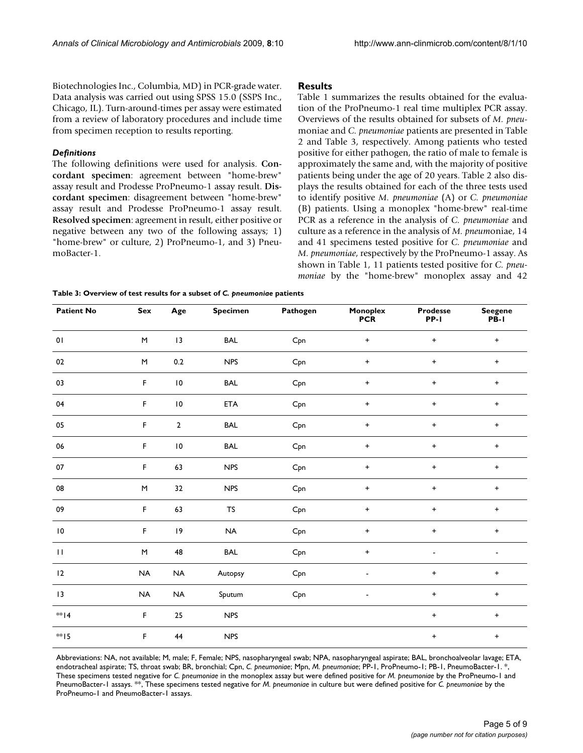Biotechnologies Inc., Columbia, MD) in PCR-grade water. Data analysis was carried out using SPSS 15.0 (SSPS Inc., Chicago, IL). Turn-around-times per assay were estimated from a review of laboratory procedures and include time from specimen reception to results reporting.

### *Definitions*

The following definitions were used for analysis. **Concordant specimen**: agreement between "home-brew" assay result and Prodesse ProPneumo-1 assay result. **Discordant specimen**: disagreement between "home-brew" assay result and Prodesse ProPneumo-1 assay result. **Resolved specimen**: agreement in result, either positive or negative between any two of the following assays; 1) "home-brew" or culture, 2) ProPneumo-1, and 3) PneumoBacter-1.

## Results

Table 1 summarizes the results obtained for the evaluation of the ProPneumo-1 real time multiplex PCR assay. Overviews of the results obtained for subsets of *M. pneumoniae* and *C. pneumoniae* patients are presented in Table 2 and Table 3, respectively. Among patients who tested positive for either pathogen, the ratio of male to female is approximately the same and, with the majority of positive patients being under the age of 20 years. Table 2 also displays the results obtained for each of the three tests used to identify positive *M. pneumoniae* (A) or *C. pneumoniae* (B) patients. Using a monoplex "home-brew" real-time PCR as a reference in the analysis of *C. pneumoniae* and culture as a reference in the analysis of *M. pneumoniae*, 14 and 41 specimens tested positive for *C. pneumoniae* and *M. pneumoniae*, respectively by the ProPneumo-1 assay. As shown in Table 1, 11 patients tested positive for *C. pneumoniae* by the "home-brew" monoplex assay and 42

**Table 3: Overview of test results for a subset of *C. pneumoniae* patients**

| Patient No | Sex | Age | Specimen | Pathogen | Monoplex PCR | Prodesse PP-1 | Seegene PB-1 |
|---|---|---|---|---|---|---|---|
| 01 | M | 13 | BAL | Cpn | + | + | + |
| 02 | M | 0.2 | NPS | Cpn | + | + | + |
| 03 | F | 10 | BAL | Cpn | + | + | + |
| 04 | F | 10 | ETA | Cpn | + | + | + |
| 05 | F | 2 | BAL | Cpn | + | + | + |
| 06 | F | 10 | BAL | Cpn | + | + | + |
| 07 | F | 63 | NPS | Cpn | + | + | + |
| 08 | M | 32 | NPS | Cpn | + | + | + |
| 09 | F | 63 | TS | Cpn | + | + | + |
| 10 | F | 19 | NA | Cpn | + | + | + |
| 11 | M | 48 | BAL | Cpn | + | - | - |
| 12 | NA | NA | Autopsy | Cpn | - | + | + |
| 13 | NA | NA | Sputum | Cpn | - | + | + |
| **14 | F | 25 | NPS | | | + | + |
| **15 | F | 44 | NPS | | | + | + |

Abbreviations: NA, not available; M, male; F, Female; NPS, nasopharyngeal swab; NPA, nasopharyngeal aspirate; BAL, bronchoalveolar lavage; ETA, endotracheal aspirate; TS, throat swab; BR, bronchial; Cpn, *C. pneumoniae*; Mpn, *M. pneumoniae*; PP-1, ProPneumo-1; PB-1, PneumoBacter-1. *, These specimens tested negative for *C. pneumoniae* in the monoplex assay but were defined positive for *M. pneumoniae* by the ProPneumo-1 and PneumoBacter-1 assays. **, These specimens tested negative for *M. pneumoniae* in culture but were defined positive for *C. pneumoniae* by the ProPneumo-1 and PneumoBacter-1 assays.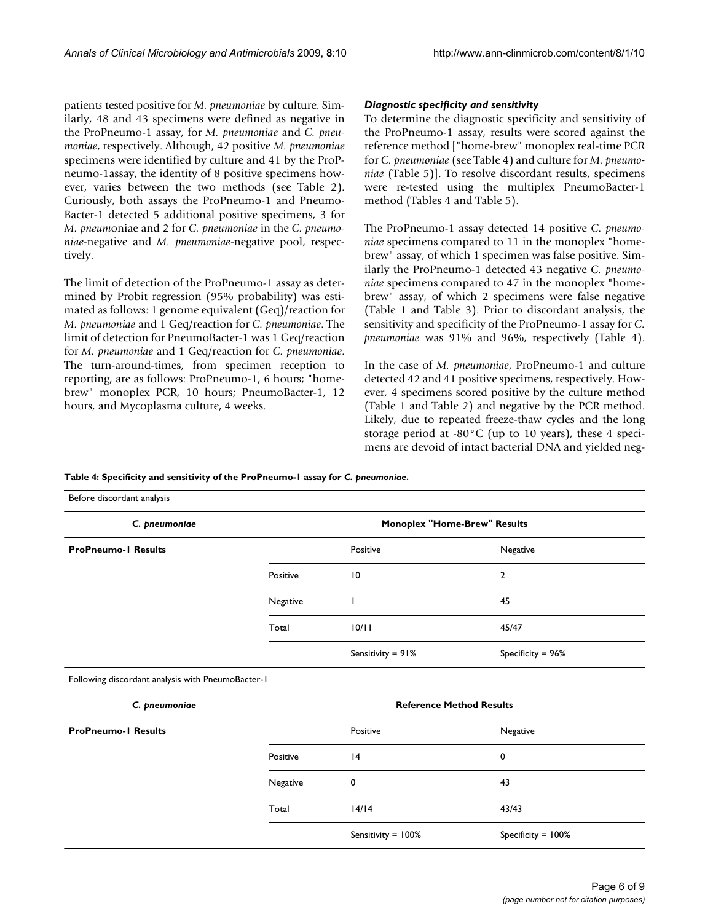patients tested positive for *M. pneumoniae* by culture. Similarly, 48 and 43 specimens were defined as negative in the ProPneumo-1 assay, for *M. pneumoniae* and *C. pneumoniae*, respectively. Although, 42 positive *M. pneumoniae* specimens were identified by culture and 41 by the ProPneumo-1assay, the identity of 8 positive specimens however, varies between the two methods (see Table 2). Curiously, both assays the ProPneumo-1 and PneumoBacter-1 detected 5 additional positive specimens, 3 for *M. pneumoniae* and 2 for *C. pneumoniae* in the *C. pneumoniae*-negative and *M. pneumoniae*-negative pool, respectively.

The limit of detection of the ProPneumo-1 assay as determined by Probit regression (95% probability) was estimated as follows: 1 genome equivalent (Geq)/reaction for *M. pneumoniae* and 1 Geq/reaction for *C. pneumoniae*. The limit of detection for PneumoBacter-1 was 1 Geq/reaction for *M. pneumoniae* and 1 Geq/reaction for *C. pneumoniae*. The turn-around-times, from specimen reception to reporting, are as follows: ProPneumo-1, 6 hours; "home-brew" monoplex PCR, 10 hours; PneumoBacter-1, 12 hours, and Mycoplasma culture, 4 weeks.

### *Diagnostic specificity and sensitivity*

To determine the diagnostic specificity and sensitivity of the ProPneumo-1 assay, results were scored against the reference method ["home-brew" monoplex real-time PCR for *C. pneumoniae* (see Table 4) and culture for *M. pneumoniae* (Table 5)]. To resolve discordant results, specimens were re-tested using the multiplex PneumoBacter-1 method (Tables 4 and Table 5).

The ProPneumo-1 assay detected 14 positive *C. pneumoniae* specimens compared to 11 in the monoplex "home-brew" assay, of which 1 specimen was false positive. Similarly the ProPneumo-1 detected 43 negative *C. pneumoniae* specimens compared to 47 in the monoplex "home-brew" assay, of which 2 specimens were false negative (Table 1 and Table 3). Prior to discordant analysis, the sensitivity and specificity of the ProPneumo-1 assay for *C. pneumoniae* was 91% and 96%, respectively (Table 4).

In the case of *M. pneumoniae*, ProPneumo-1 and culture detected 42 and 41 positive specimens, respectively. However, 4 specimens scored positive by the culture method (Table 1 and Table 2) and negative by the PCR method. Likely, due to repeated freeze-thaw cycles and the long storage period at -80°C (up to 10 years), these 4 specimens are devoid of intact bacterial DNA and yielded neg-

**Table 4: Specificity and sensitivity of the ProPneumo-1 assay for *C. pneumoniae*.**

| Before discordant analysis | | | |
|---|---|---|---|
| ***C. pneumoniae*** | | **Monoplex "Home-Brew" Results** | |
| **ProPneumo-1 Results** | | Positive | Negative |
| | Positive | 10 | 2 |
| | Negative | 1 | 45 |
| | Total | 10/11 | 45/47 |
| | | Sensitivity = 91% | Specificity = 96% |
| Following discordant analysis with PneumoBacter-1 | | | |
| ***C. pneumoniae*** | | **Reference Method Results** | |
| **ProPneumo-1 Results** | | Positive | Negative |
| | Positive | 14 | 0 |
| | Negative | 0 | 43 |
| | Total | 14/14 | 43/43 |
| | | Sensitivity = 100% | Specificity = 100% |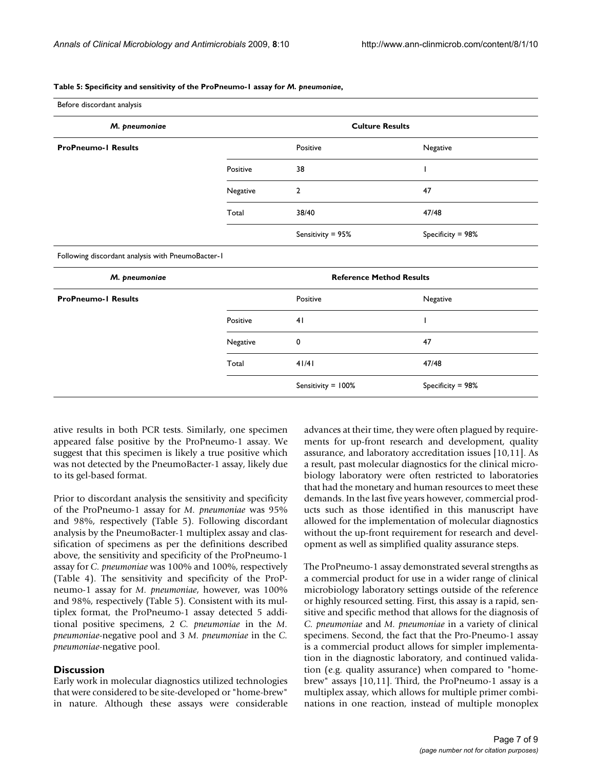**Table 5: Specificity and sensitivity of the ProPneumo-1 assay for *M. pneumoniae*,**

Before discordant analysis

| *M. pneumoniae* | | Culture Results | |
|---|---|---|---|
| **ProPneumo-1 Results** | | Positive | Negative |
| | Positive | 38 | 1 |
| | Negative | 2 | 47 |
| | Total | 38/40 | 47/48 |
| | | Sensitivity = 95% | Specificity = 98% |

Following discordant analysis with PneumoBacter-1

| *M. pneumoniae* | | Reference Method Results | |
|---|---|---|---|
| **ProPneumo-1 Results** | | Positive | Negative |
| | Positive | 41 | 1 |
| | Negative | 0 | 47 |
| | Total | 41/41 | 47/48 |
| | | Sensitivity = 100% | Specificity = 98% |

ative results in both PCR tests. Similarly, one specimen appeared false positive by the ProPneumo-1 assay. We suggest that this specimen is likely a true positive which was not detected by the PneumoBacter-1 assay, likely due to its gel-based format.

Prior to discordant analysis the sensitivity and specificity of the ProPneumo-1 assay for *M. pneumoniae* was 95% and 98%, respectively (Table 5). Following discordant analysis by the PneumoBacter-1 multiplex assay and classification of specimens as per the definitions described above, the sensitivity and specificity of the ProPneumo-1 assay for *C. pneumoniae* was 100% and 100%, respectively (Table 4). The sensitivity and specificity of the ProPneumo-1 assay for *M. pneumoniae*, however, was 100% and 98%, respectively (Table 5). Consistent with its multiplex format, the ProPneumo-1 assay detected 5 additional positive specimens, 2 *C. pneumoniae* in the *M. pneumoniae*-negative pool and 3 *M. pneumoniae* in the *C. pneumoniae*-negative pool.

## Discussion

Early work in molecular diagnostics utilized technologies that were considered to be site-developed or "home-brew" in nature. Although these assays were considerable advances at their time, they were often plagued by requirements for up-front research and development, quality assurance, and laboratory accreditation issues [10,11]. As a result, past molecular diagnostics for the clinical microbiology laboratory were often restricted to laboratories that had the monetary and human resources to meet these demands. In the last five years however, commercial products such as those identified in this manuscript have allowed for the implementation of molecular diagnostics without the up-front requirement for research and development as well as simplified quality assurance steps.

The ProPneumo-1 assay demonstrated several strengths as a commercial product for use in a wider range of clinical microbiology laboratory settings outside of the reference or highly resourced setting. First, this assay is a rapid, sensitive and specific method that allows for the diagnosis of *C. pneumoniae* and *M. pneumoniae* in a variety of clinical specimens. Second, the fact that the Pro-Pneumo-1 assay is a commercial product allows for simpler implementation in the diagnostic laboratory, and continued validation (e.g. quality assurance) when compared to "home-brew" assays [10,11]. Third, the ProPneumo-1 assay is a multiplex assay, which allows for multiple primer combinations in one reaction, instead of multiple monoplex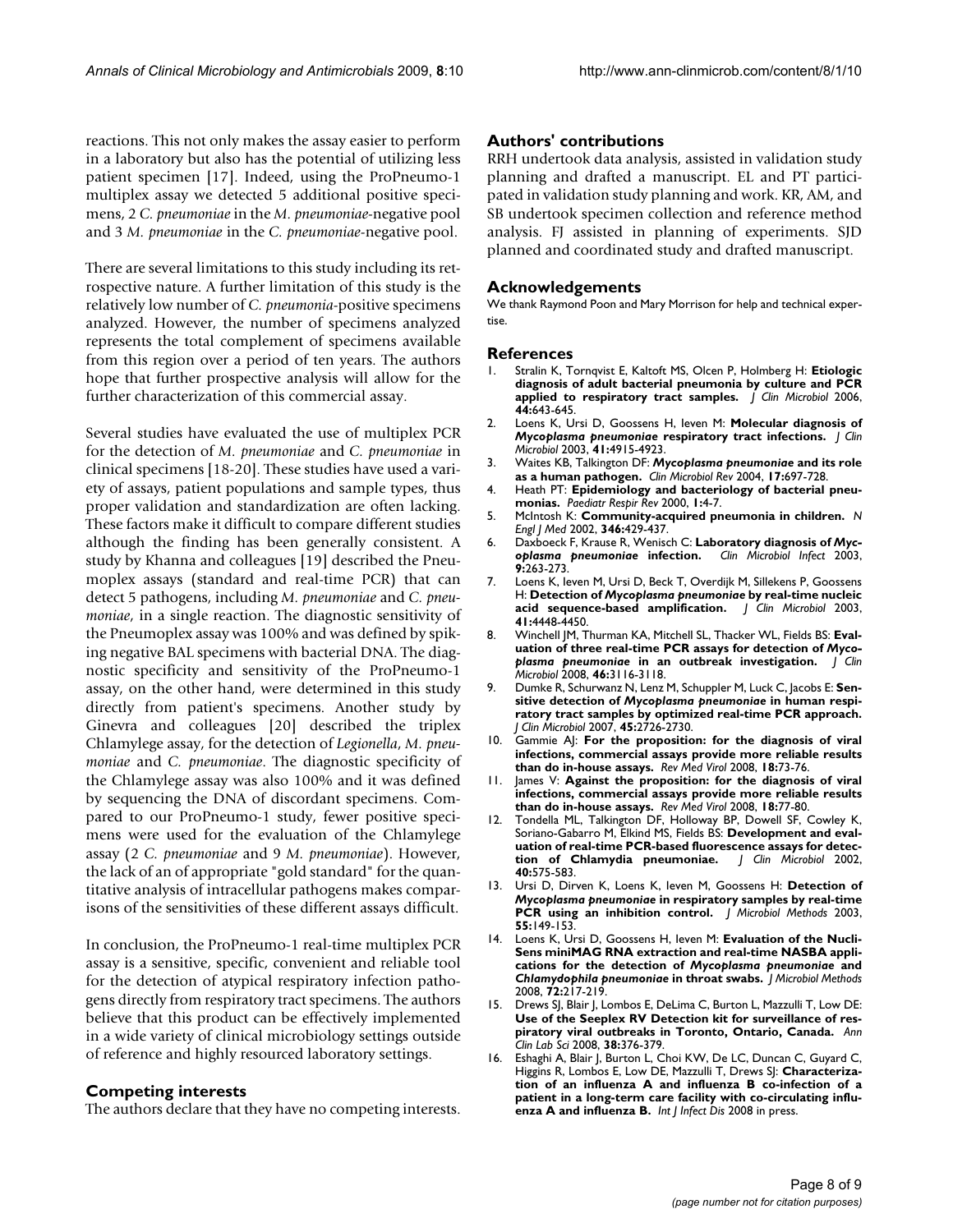reactions. This not only makes the assay easier to perform in a laboratory but also has the potential of utilizing less patient specimen [17]. Indeed, using the ProPneumo-1 multiplex assay we detected 5 additional positive specimens, 2 *C. pneumoniae* in the *M. pneumoniae*-negative pool and 3 *M. pneumoniae* in the *C. pneumoniae*-negative pool.

There are several limitations to this study including its retrospective nature. A further limitation of this study is the relatively low number of *C. pneumonia*-positive specimens analyzed. However, the number of specimens analyzed represents the total complement of specimens available from this region over a period of ten years. The authors hope that further prospective analysis will allow for the further characterization of this commercial assay.

Several studies have evaluated the use of multiplex PCR for the detection of *M. pneumoniae* and *C. pneumoniae* in clinical specimens [18-20]. These studies have used a variety of assays, patient populations and sample types, thus proper validation and standardization are often lacking. These factors make it difficult to compare different studies although the finding has been generally consistent. A study by Khanna and colleagues [19] described the Pneumoplex assays (standard and real-time PCR) that can detect 5 pathogens, including *M. pneumoniae* and *C. pneumoniae*, in a single reaction. The diagnostic sensitivity of the Pneumoplex assay was 100% and was defined by spiking negative BAL specimens with bacterial DNA. The diagnostic specificity and sensitivity of the ProPneumo-1 assay, on the other hand, were determined in this study directly from patient's specimens. Another study by Ginevra and colleagues [20] described the triplex Chlamylege assay, for the detection of *Legionella*, *M. pneumoniae* and *C. pneumoniae*. The diagnostic specificity of the Chlamylege assay was also 100% and it was defined by sequencing the DNA of discordant specimens. Compared to our ProPneumo-1 study, fewer positive specimens were used for the evaluation of the Chlamylege assay (2 *C. pneumoniae* and 9 *M. pneumoniae*). However, the lack of an of appropriate "gold standard" for the quantitative analysis of intracellular pathogens makes comparisons of the sensitivities of these different assays difficult.

In conclusion, the ProPneumo-1 real-time multiplex PCR assay is a sensitive, specific, convenient and reliable tool for the detection of atypical respiratory infection pathogens directly from respiratory tract specimens. The authors believe that this product can be effectively implemented in a wide variety of clinical microbiology settings outside of reference and highly resourced laboratory settings.

## Competing interests

The authors declare that they have no competing interests.

## Authors' contributions

RRH undertook data analysis, assisted in validation study planning and drafted a manuscript. EL and PT participated in validation study planning and work. KR, AM, and SB undertook specimen collection and reference method analysis. FJ assisted in planning of experiments. SJD planned and coordinated study and drafted manuscript.

## Acknowledgements

We thank Raymond Poon and Mary Morrison for help and technical expertise.

## References

1. Stralin K, Tornqvist E, Kaltoft MS, Olcen P, Holmberg H: **Etiologic diagnosis of adult bacterial pneumonia by culture and PCR applied to respiratory tract samples.** *J Clin Microbiol* 2006, **44:**643-645.
2. Loens K, Ursi D, Goossens H, Ieven M: **Molecular diagnosis of *Mycoplasma pneumoniae* respiratory tract infections.** *J Clin Microbiol* 2003, **41:**4915-4923.
3. Waites KB, Talkington DF: ***Mycoplasma pneumoniae* and its role as a human pathogen.** *Clin Microbiol Rev* 2004, **17:**697-728.
4. Heath PT: **Epidemiology and bacteriology of bacterial pneumonias.** *Paediatr Respir Rev* 2000, **1:**4-7.
5. McIntosh K: **Community-acquired pneumonia in children.** *N Engl J Med* 2002, **346:**429-437.
6. Daxboeck F, Krause R, Wenisch C: **Laboratory diagnosis of *Mycoplasma pneumoniae* infection.** *Clin Microbiol Infect* 2003, **9:**263-273.
7. Loens K, Ieven M, Ursi D, Beck T, Overdijk M, Sillekens P, Goossens H: **Detection of *Mycoplasma pneumoniae* by real-time nucleic acid sequence-based amplification.** *J Clin Microbiol* 2003, **41:**4448-4450.
8. Winchell JM, Thurman KA, Mitchell SL, Thacker WL, Fields BS: **Evaluation of three real-time PCR assays for detection of *Mycoplasma pneumoniae* in an outbreak investigation.** *J Clin Microbiol* 2008, **46:**3116-3118.
9. Dumke R, Schurwanz N, Lenz M, Schuppler M, Luck C, Jacobs E: **Sensitive detection of *Mycoplasma pneumoniae* in human respiratory tract samples by optimized real-time PCR approach.** *J Clin Microbiol* 2007, **45:**2726-2730.
10. Gammie AJ: **For the proposition: for the diagnosis of viral infections, commercial assays provide more reliable results than do in-house assays.** *Rev Med Virol* 2008, **18:**73-76.
11. James V: **Against the proposition: for the diagnosis of viral infections, commercial assays provide more reliable results than do in-house assays.** *Rev Med Virol* 2008, **18:**77-80.
12. Tondella ML, Talkington DF, Holloway BP, Dowell SF, Cowley K, Soriano-Gabarro M, Elkind MS, Fields BS: **Development and evaluation of real-time PCR-based fluorescence assays for detection of Chlamydia pneumoniae.** *J Clin Microbiol* 2002, **40:**575-583.
13. Ursi D, Dirven K, Loens K, Ieven M, Goossens H: **Detection of *Mycoplasma pneumoniae* in respiratory samples by real-time PCR using an inhibition control.** *J Microbiol Methods* 2003, **55:**149-153.
14. Loens K, Ursi D, Goossens H, Ieven M: **Evaluation of the NucliSens miniMAG RNA extraction and real-time NASBA applications for the detection of *Mycoplasma pneumoniae* and *Chlamydophila pneumoniae* in throat swabs.** *J Microbiol Methods* 2008, **72:**217-219.
15. Drews SJ, Blair J, Lombos E, DeLima C, Burton L, Mazzulli T, Low DE: **Use of the Seeplex RV Detection kit for surveillance of respiratory viral outbreaks in Toronto, Ontario, Canada.** *Ann Clin Lab Sci* 2008, **38:**376-379.
16. Eshaghi A, Blair J, Burton L, Choi KW, De LC, Duncan C, Guyard C, Higgins R, Lombos E, Low DE, Mazzulli T, Drews SJ: **Characterization of an influenza A and influenza B co-infection of a patient in a long-term care facility with co-circulating influenza A and influenza B.** *Int J Infect Dis* 2008 in press.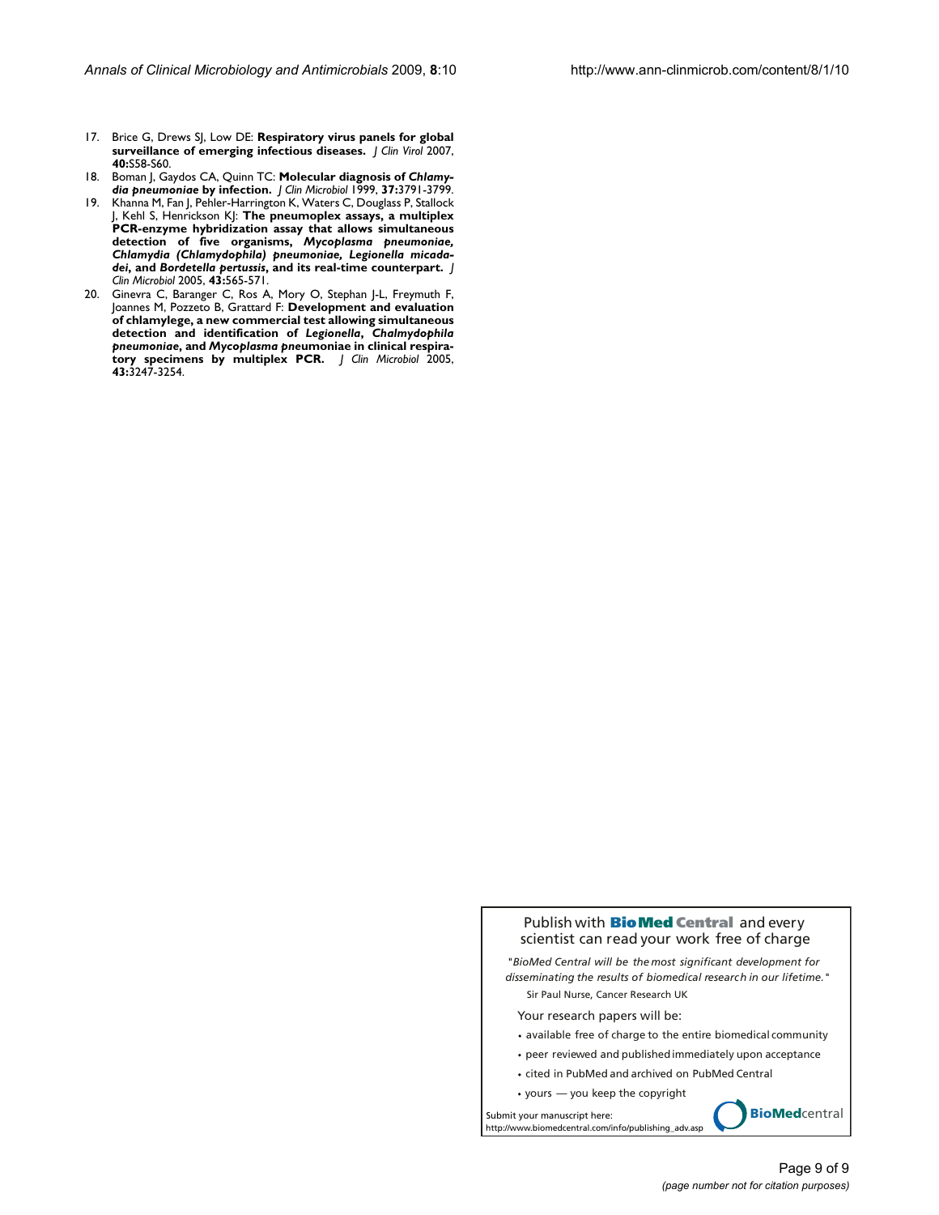17. Brice G, Drews SJ, Low DE: **Respiratory virus panels for global surveillance of emerging infectious diseases.** *J Clin Virol* 2007, **40:**S58-S60.
18. Boman J, Gaydos CA, Quinn TC: **Molecular diagnosis of *Chlamydia pneumoniae* by infection.** *J Clin Microbiol* 1999, **37:**3791-3799.
19. Khanna M, Fan J, Pehler-Harrington K, Waters C, Douglass P, Stallock J, Kehl S, Henrickson KJ: **The pneumoplex assays, a multiplex PCR-enzyme hybridization assay that allows simultaneous detection of five organisms, *Mycoplasma pneumoniae, Chlamydia (Chlamydophila) pneumoniae, Legionella micadadei*, and *Bordetella pertussis*, and its real-time counterpart.** *J Clin Microbiol* 2005, **43:**565-571.
20. Ginevra C, Baranger C, Ros A, Mory O, Stephan J-L, Freymuth F, Joannes M, Pozzeto B, Grattard F: **Development and evaluation of chlamylege, a new commercial test allowing simultaneous detection and identification of *Legionella*, *Chalmydophila pneumoniae*, and *Mycoplasma p*neumoniae in clinical respiratory specimens by multiplex PCR.** *J Clin Microbiol* 2005, **43:**3247-3254.

Publish with **BioMed Central** and every scientist can read your work free of charge

*"BioMed Central will be the most significant development for disseminating the results of biomedical research in our lifetime."*

Sir Paul Nurse, Cancer Research UK

Your research papers will be:

- available free of charge to the entire biomedical community
- peer reviewed and published immediately upon acceptance
- cited in PubMed and archived on PubMed Central
- yours — you keep the copyright

Submit your manuscript here:
http://www.biomedcentral.com/info/publishing_adv.asp

**BioMed**central